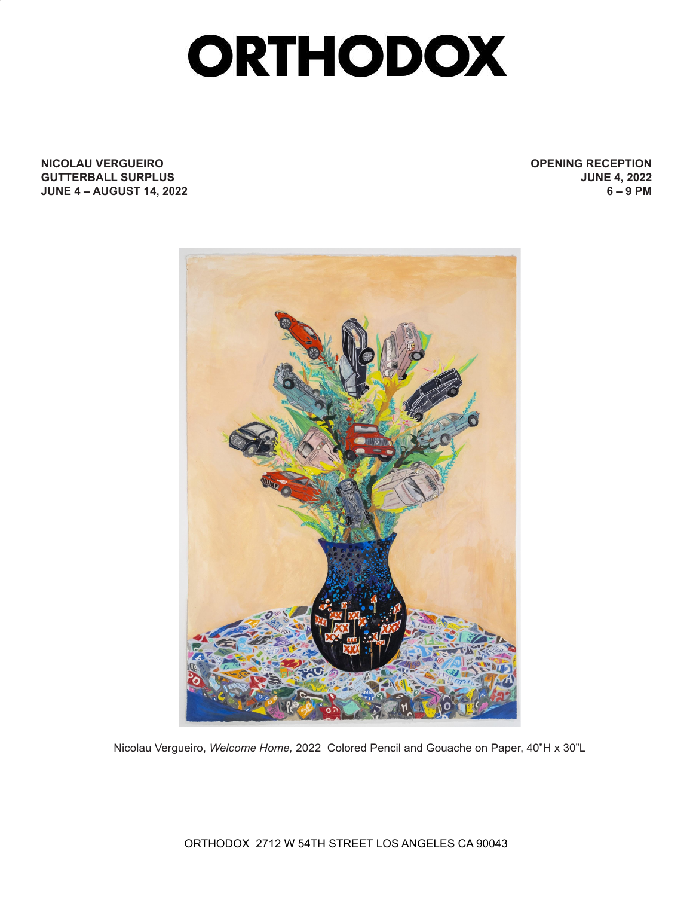# ORTHODOX

**NICOLAU VERGUEIRO**
**GUTTERBALL SURPLUS**
**JUNE 4 – AUGUST 14, 2022**

**OPENING RECEPTION**
**JUNE 4, 2022**
**6 – 9 PM**

Nicolau Vergueiro, *Welcome Home,* 2022 Colored Pencil and Gouache on Paper, 40"H x 30"L

ORTHODOX 2712 W 54TH STREET LOS ANGELES CA 90043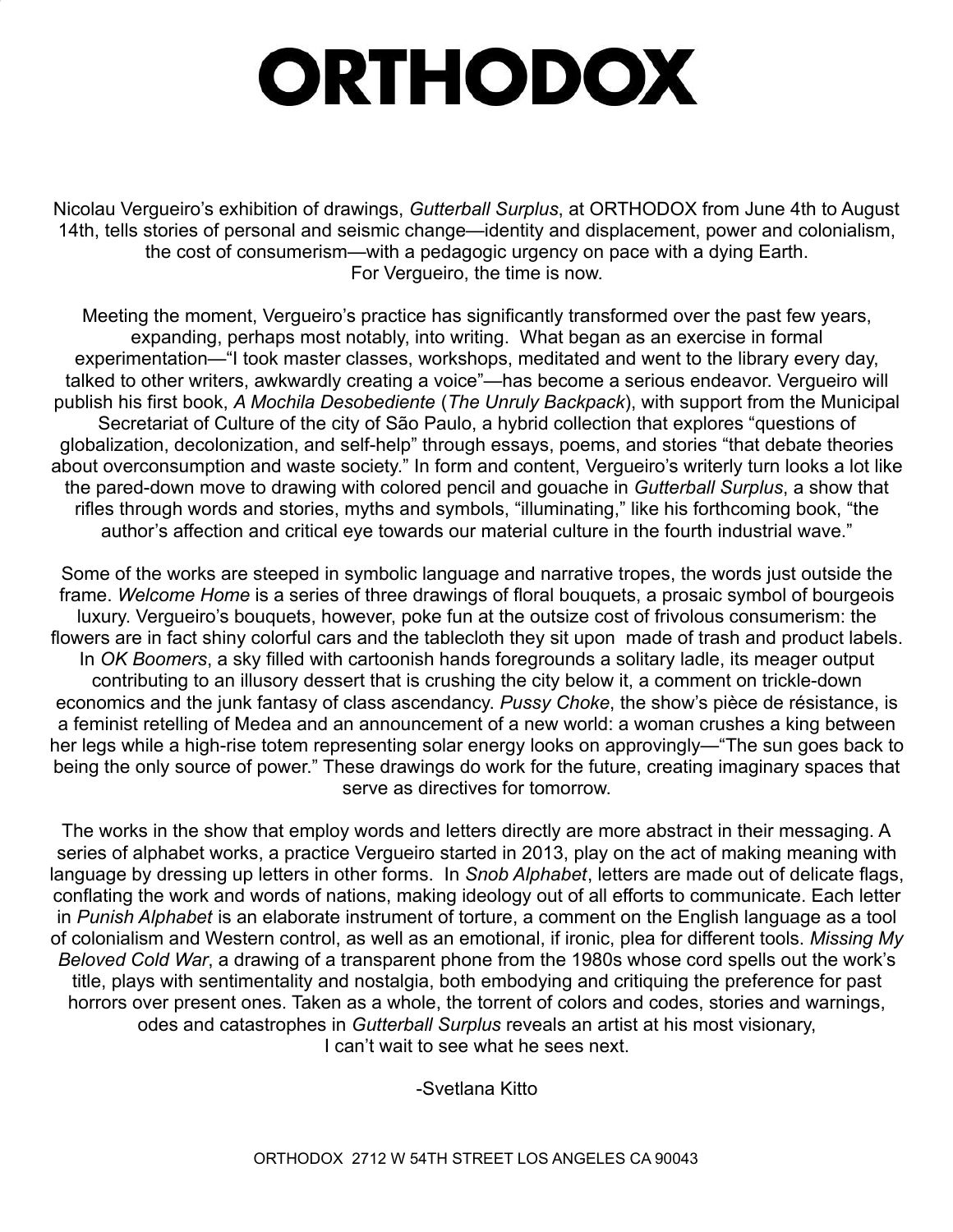# ORTHODOX

Nicolau Vergueiro's exhibition of drawings, *Gutterball Surplus*, at ORTHODOX from June 4th to August 14th, tells stories of personal and seismic change—identity and displacement, power and colonialism, the cost of consumerism—with a pedagogic urgency on pace with a dying Earth. For Vergueiro, the time is now.

Meeting the moment, Vergueiro's practice has significantly transformed over the past few years, expanding, perhaps most notably, into writing. What began as an exercise in formal experimentation—"I took master classes, workshops, meditated and went to the library every day, talked to other writers, awkwardly creating a voice"—has become a serious endeavor. Vergueiro will publish his first book, *A Mochila Desobediente* (*The Unruly Backpack*), with support from the Municipal Secretariat of Culture of the city of São Paulo, a hybrid collection that explores "questions of globalization, decolonization, and self-help" through essays, poems, and stories "that debate theories about overconsumption and waste society." In form and content, Vergueiro's writerly turn looks a lot like the pared-down move to drawing with colored pencil and gouache in *Gutterball Surplus*, a show that rifles through words and stories, myths and symbols, "illuminating," like his forthcoming book, "the author's affection and critical eye towards our material culture in the fourth industrial wave."

Some of the works are steeped in symbolic language and narrative tropes, the words just outside the frame. *Welcome Home* is a series of three drawings of floral bouquets, a prosaic symbol of bourgeois luxury. Vergueiro's bouquets, however, poke fun at the outsize cost of frivolous consumerism: the flowers are in fact shiny colorful cars and the tablecloth they sit upon made of trash and product labels. In *OK Boomers*, a sky filled with cartoonish hands foregrounds a solitary ladle, its meager output contributing to an illusory dessert that is crushing the city below it, a comment on trickle-down economics and the junk fantasy of class ascendancy. *Pussy Choke*, the show's pièce de résistance, is a feminist retelling of Medea and an announcement of a new world: a woman crushes a king between her legs while a high-rise totem representing solar energy looks on approvingly—"The sun goes back to being the only source of power." These drawings do work for the future, creating imaginary spaces that serve as directives for tomorrow.

The works in the show that employ words and letters directly are more abstract in their messaging. A series of alphabet works, a practice Vergueiro started in 2013, play on the act of making meaning with language by dressing up letters in other forms. In *Snob Alphabet*, letters are made out of delicate flags, conflating the work and words of nations, making ideology out of all efforts to communicate. Each letter in *Punish Alphabet* is an elaborate instrument of torture, a comment on the English language as a tool of colonialism and Western control, as well as an emotional, if ironic, plea for different tools. *Missing My Beloved Cold War*, a drawing of a transparent phone from the 1980s whose cord spells out the work's title, plays with sentimentality and nostalgia, both embodying and critiquing the preference for past horrors over present ones. Taken as a whole, the torrent of colors and codes, stories and warnings, odes and catastrophes in *Gutterball Surplus* reveals an artist at his most visionary, I can't wait to see what he sees next.

-Svetlana Kitto

ORTHODOX 2712 W 54TH STREET LOS ANGELES CA 90043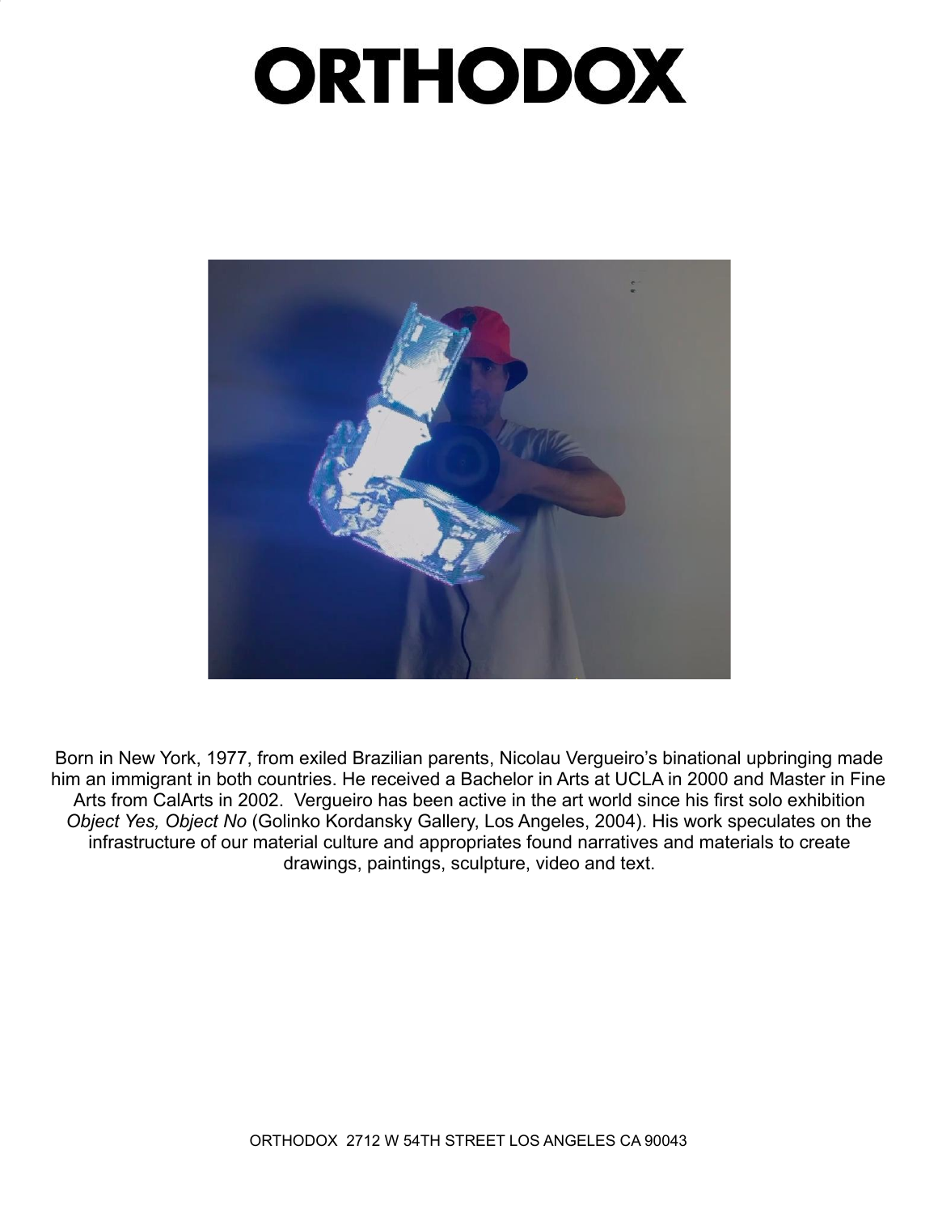# ORTHODOX

Born in New York, 1977, from exiled Brazilian parents, Nicolau Vergueiro's binational upbringing made him an immigrant in both countries. He received a Bachelor in Arts at UCLA in 2000 and Master in Fine Arts from CalArts in 2002. Vergueiro has been active in the art world since his first solo exhibition *Object Yes, Object No* (Golinko Kordansky Gallery, Los Angeles, 2004). His work speculates on the infrastructure of our material culture and appropriates found narratives and materials to create drawings, paintings, sculpture, video and text.

ORTHODOX 2712 W 54TH STREET LOS ANGELES CA 90043